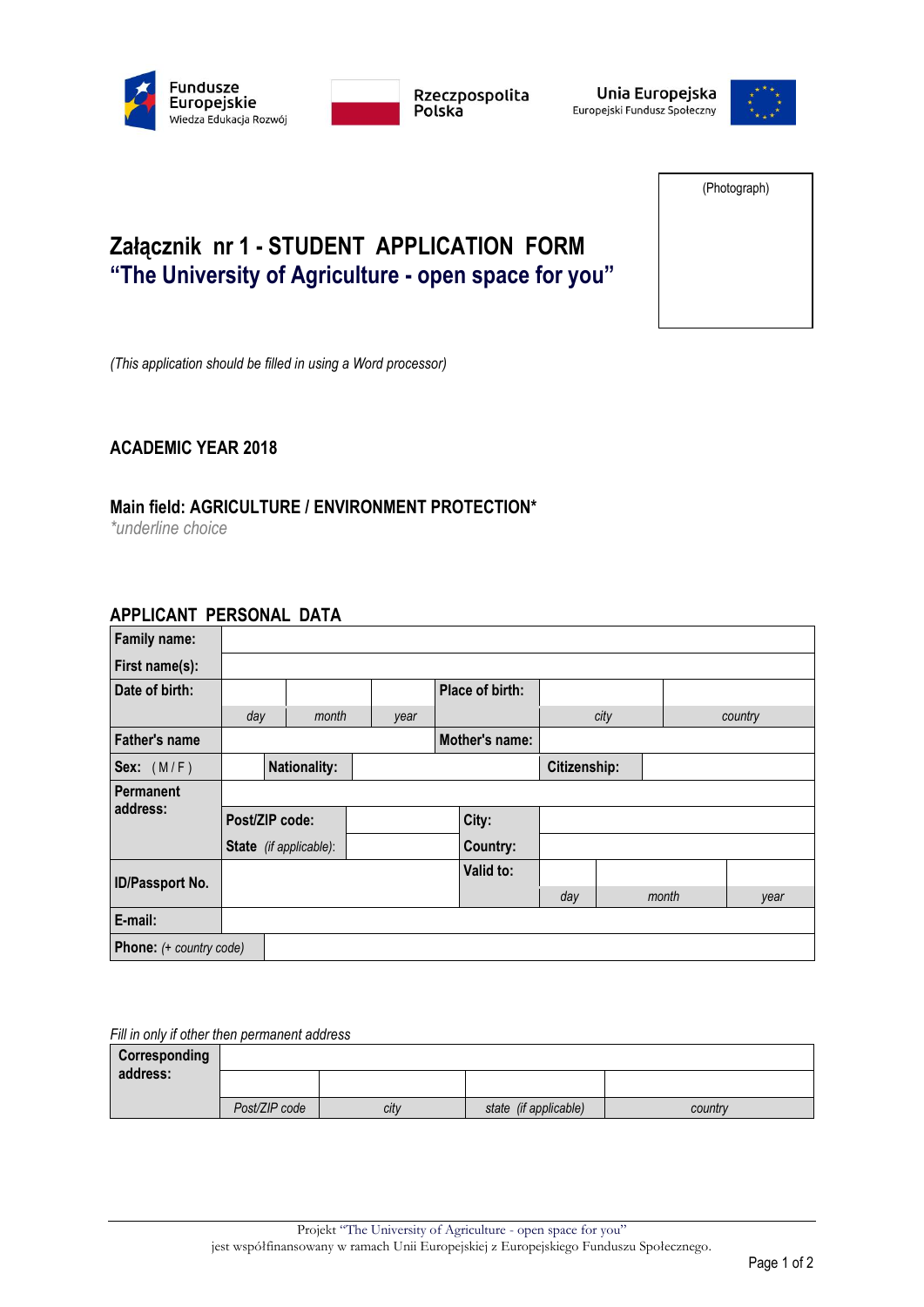Fundusze Europejskie Wiedza Edukacja Rozwój

Rzeczpospolita Polska

Unia Europejska
Europejski Fundusz Społeczny

(Photograph)

# Załącznik nr 1 - STUDENT APPLICATION FORM
## "The University of Agriculture - open space for you"

*(This application should be filled in using a Word processor)*

**ACADEMIC YEAR 2018**

**Main field: AGRICULTURE / ENVIRONMENT PROTECTION***
*\*underline choice*

## APPLICANT PERSONAL DATA

| | | | | | | |
|---|---|---|---|---|---|---|
| **Family name:** | | | | | | |
| **First name(s):** | | | | | | |
| **Date of birth:** | *day* | *month* | *year* | **Place of birth:** | *city* | *country* |
| **Father's name** | | | | **Mother's name:** | | |
| **Sex:** ( M / F ) | | **Nationality:** | | | **Citizenship:** | |
| **Permanent address:** | | | | | | |
| | **Post/ZIP code:** | | | **City:** | | |
| | **State** *(if applicable)*: | | | **Country:** | | |
| **ID/Passport No.** | | | | **Valid to:** | *day* *month* | *year* |
| **E-mail:** | | | | | | |
| **Phone:** *(+ country code)* | | | | | | |

*Fill in only if other then permanent address*

| | | | | |
|---|---|---|---|---|
| **Corresponding address:** | | | | |
| | *Post/ZIP code* | *city* | *state (if applicable)* | *country* |

Projekt "The University of Agriculture - open space for you"
jest współfinansowany w ramach Unii Europejskiej z Europejskiego Funduszu Społecznego.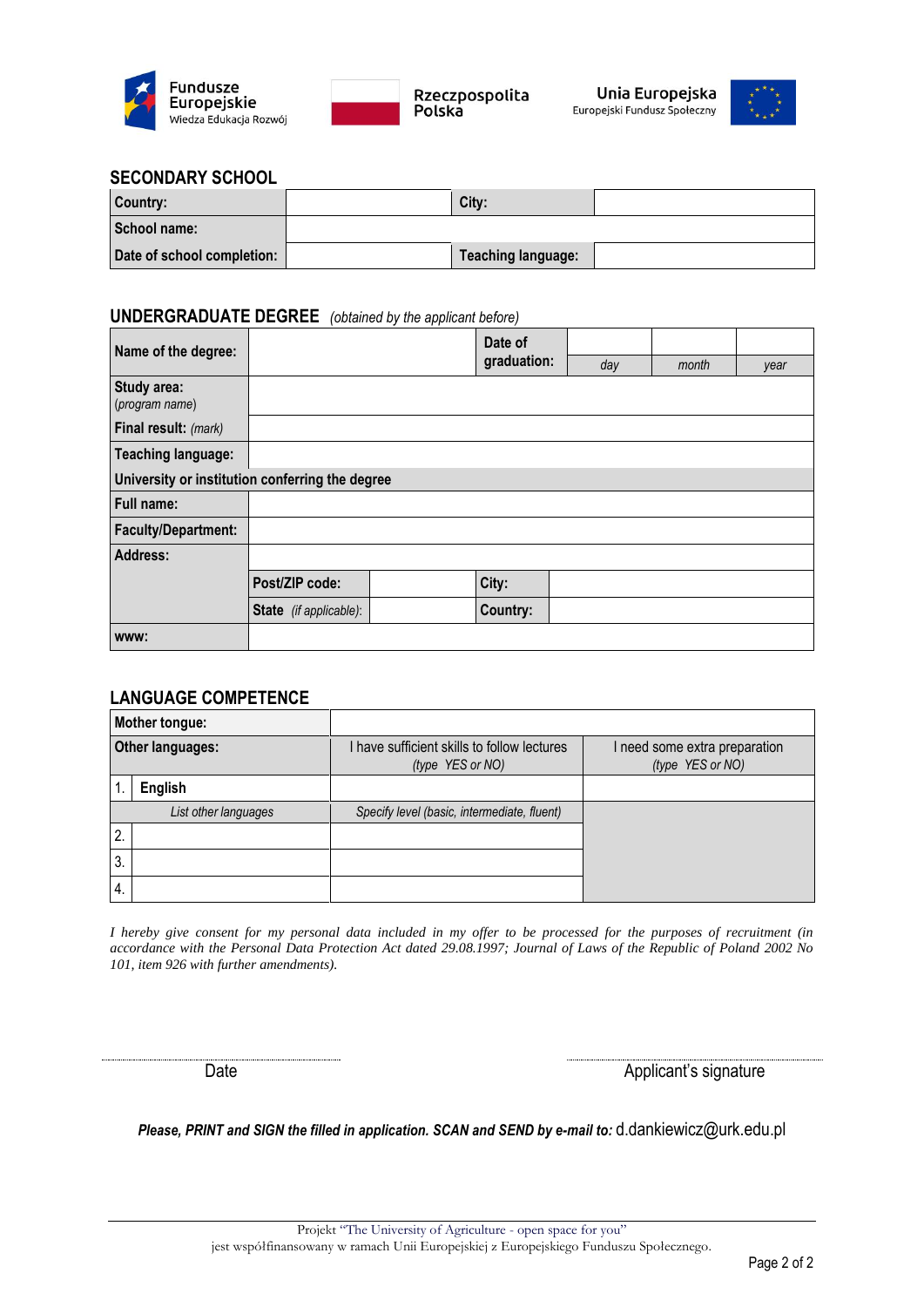Fundusze Europejskie
Wiedza Edukacja Rozwój

Rzeczpospolita Polska

Unia Europejska
Europejski Fundusz Społeczny

## SECONDARY SCHOOL

| | | | |
|---|---|---|---|
| **Country:** | | **City:** | |
| **School name:** | | | |
| **Date of school completion:** | | **Teaching language:** | |

## UNDERGRADUATE DEGREE *(obtained by the applicant before)*

| | | | | | |
|---|---|---|---|---|---|
| **Name of the degree:** | | **Date of graduation:** | *day* | *month* | *year* |
| **Study area:** *(program name)* | | | | | |
| **Final result:** *(mark)* | | | | | |
| **Teaching language:** | | | | | |
| **University or institution conferring the degree** | | | | | |
| **Full name:** | | | | | |
| **Faculty/Department:** | | | | | |
| **Address:** | | | | | |
| | **Post/ZIP code:** | | **City:** | | |
| | **State** *(if applicable)*: | | **Country:** | | |
| **www:** | | | | | |

## LANGUAGE COMPETENCE

| | | | |
|---|---|---|---|
| **Mother tongue:** | | | |
| **Other languages:** | | I have sufficient skills to follow lectures *(type YES or NO)* | I need some extra preparation *(type YES or NO)* |
| 1. | **English** | | |
| | *List other languages* | *Specify level (basic, intermediate, fluent)* | |
| 2. | | | |
| 3. | | | |
| 4. | | | |

*I hereby give consent for my personal data included in my offer to be processed for the purposes of recruitment (in accordance with the Personal Data Protection Act dated 29.08.1997; Journal of Laws of the Republic of Poland 2002 No 101, item 926 with further amendments).*

.............................................................. Date

.............................................................. Applicant's signature

***Please, PRINT and SIGN the filled in application. SCAN and SEND by e-mail to:*** d.dankiewicz@urk.edu.pl

Projekt "The University of Agriculture - open space for you"
jest współfinansowany w ramach Unii Europejskiej z Europejskiego Funduszu Społecznego.